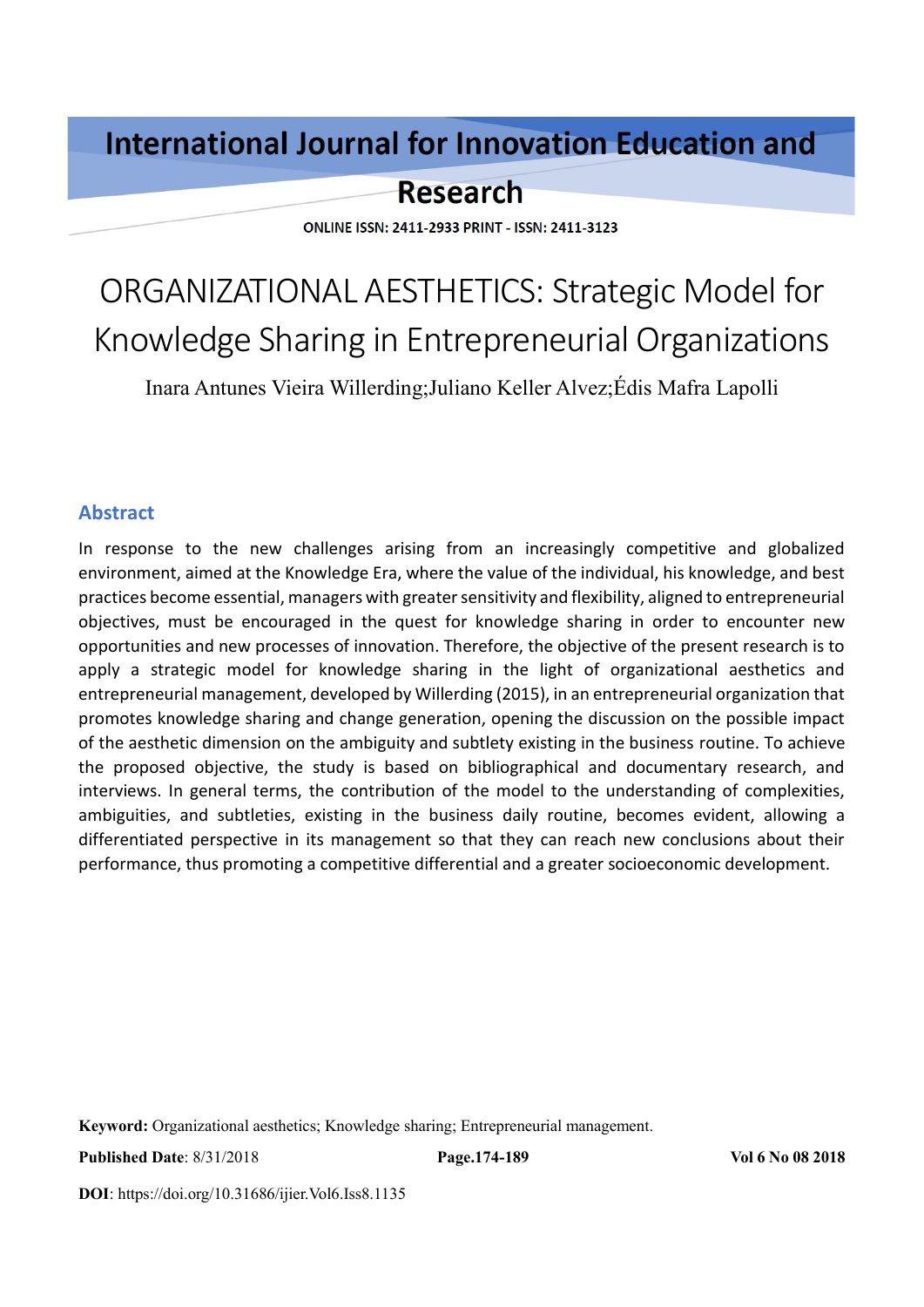# ORGANIZATIONAL AESTHETICS: Strategic Model for Knowledge Sharing in Entrepreneurial Organizations

Inara Antunes Vieira Willerding;Juliano Keller Alvez;Édis Mafra Lapolli

## Abstract

In response to the new challenges arising from an increasingly competitive and globalized environment, aimed at the Knowledge Era, where the value of the individual, his knowledge, and best practices become essential, managers with greater sensitivity and flexibility, aligned to entrepreneurial objectives, must be encouraged in the quest for knowledge sharing in order to encounter new opportunities and new processes of innovation. Therefore, the objective of the present research is to apply a strategic model for knowledge sharing in the light of organizational aesthetics and entrepreneurial management, developed by Willerding (2015), in an entrepreneurial organization that promotes knowledge sharing and change generation, opening the discussion on the possible impact of the aesthetic dimension on the ambiguity and subtlety existing in the business routine. To achieve the proposed objective, the study is based on bibliographical and documentary research, and interviews. In general terms, the contribution of the model to the understanding of complexities, ambiguities, and subtleties, existing in the business daily routine, becomes evident, allowing a differentiated perspective in its management so that they can reach new conclusions about their performance, thus promoting a competitive differential and a greater socioeconomic development.

**Keyword:** Organizational aesthetics; Knowledge sharing; Entrepreneurial management.

**Published Date**: 8/31/2018

**DOI**: https://doi.org/10.31686/ijier.Vol6.Iss8.1135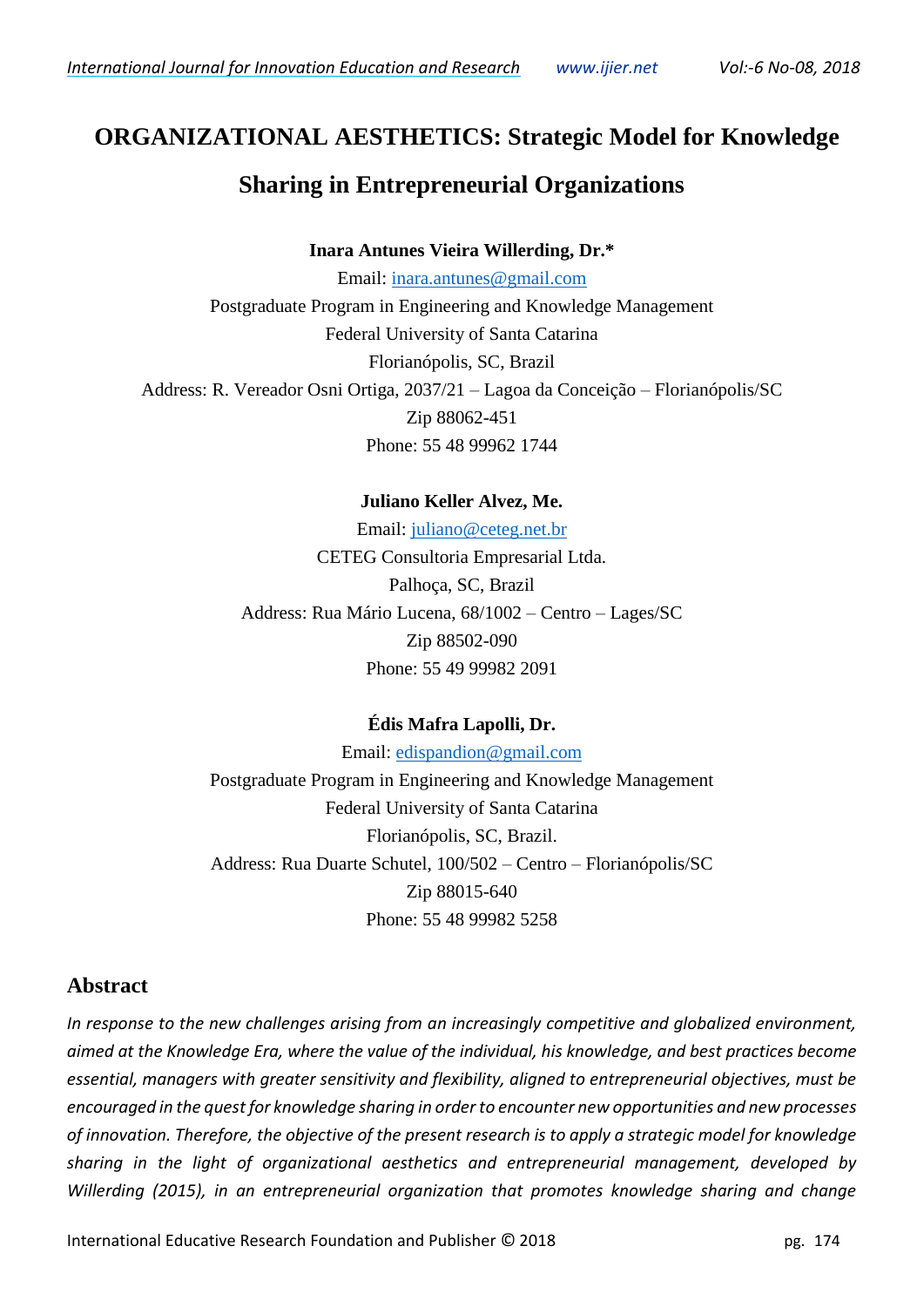# ORGANIZATIONAL AESTHETICS: Strategic Model for Knowledge Sharing in Entrepreneurial Organizations

**Inara Antunes Vieira Willerding, Dr.***

Email: inara.antunes@gmail.com

Postgraduate Program in Engineering and Knowledge Management

Federal University of Santa Catarina

Florianópolis, SC, Brazil

Address: R. Vereador Osni Ortiga, 2037/21 – Lagoa da Conceição – Florianópolis/SC

Zip 88062-451

Phone: 55 48 99962 1744

**Juliano Keller Alvez, Me.**

Email: juliano@ceteg.net.br

CETEG Consultoria Empresarial Ltda.

Palhoça, SC, Brazil

Address: Rua Mário Lucena, 68/1002 – Centro – Lages/SC

Zip 88502-090

Phone: 55 49 99982 2091

**Édis Mafra Lapolli, Dr.**

Email: edispandion@gmail.com

Postgraduate Program in Engineering and Knowledge Management

Federal University of Santa Catarina

Florianópolis, SC, Brazil.

Address: Rua Duarte Schutel, 100/502 – Centro – Florianópolis/SC

Zip 88015-640

Phone: 55 48 99982 5258

## Abstract

*In response to the new challenges arising from an increasingly competitive and globalized environment, aimed at the Knowledge Era, where the value of the individual, his knowledge, and best practices become essential, managers with greater sensitivity and flexibility, aligned to entrepreneurial objectives, must be encouraged in the quest for knowledge sharing in order to encounter new opportunities and new processes of innovation. Therefore, the objective of the present research is to apply a strategic model for knowledge sharing in the light of organizational aesthetics and entrepreneurial management, developed by Willerding (2015), in an entrepreneurial organization that promotes knowledge sharing and change*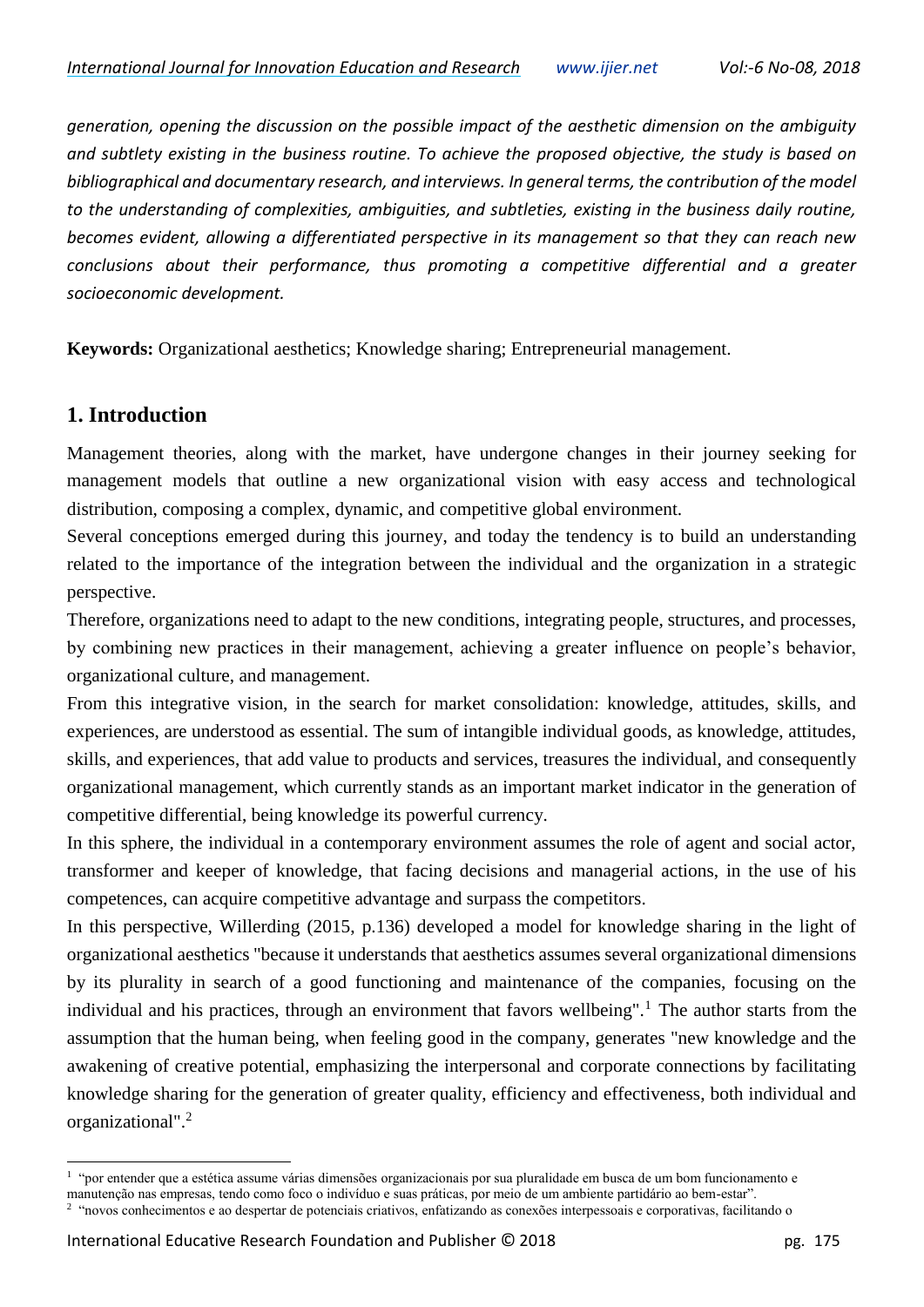*generation, opening the discussion on the possible impact of the aesthetic dimension on the ambiguity and subtlety existing in the business routine. To achieve the proposed objective, the study is based on bibliographical and documentary research, and interviews. In general terms, the contribution of the model to the understanding of complexities, ambiguities, and subtleties, existing in the business daily routine, becomes evident, allowing a differentiated perspective in its management so that they can reach new conclusions about their performance, thus promoting a competitive differential and a greater socioeconomic development.*

**Keywords:** Organizational aesthetics; Knowledge sharing; Entrepreneurial management.

## 1. Introduction

Management theories, along with the market, have undergone changes in their journey seeking for management models that outline a new organizational vision with easy access and technological distribution, composing a complex, dynamic, and competitive global environment.

Several conceptions emerged during this journey, and today the tendency is to build an understanding related to the importance of the integration between the individual and the organization in a strategic perspective.

Therefore, organizations need to adapt to the new conditions, integrating people, structures, and processes, by combining new practices in their management, achieving a greater influence on people's behavior, organizational culture, and management.

From this integrative vision, in the search for market consolidation: knowledge, attitudes, skills, and experiences, are understood as essential. The sum of intangible individual goods, as knowledge, attitudes, skills, and experiences, that add value to products and services, treasures the individual, and consequently organizational management, which currently stands as an important market indicator in the generation of competitive differential, being knowledge its powerful currency.

In this sphere, the individual in a contemporary environment assumes the role of agent and social actor, transformer and keeper of knowledge, that facing decisions and managerial actions, in the use of his competences, can acquire competitive advantage and surpass the competitors.

In this perspective, Willerding (2015, p.136) developed a model for knowledge sharing in the light of organizational aesthetics "because it understands that aesthetics assumes several organizational dimensions by its plurality in search of a good functioning and maintenance of the companies, focusing on the individual and his practices, through an environment that favors wellbeing".[1] The author starts from the assumption that the human being, when feeling good in the company, generates "new knowledge and the awakening of creative potential, emphasizing the interpersonal and corporate connections by facilitating knowledge sharing for the generation of greater quality, efficiency and effectiveness, both individual and organizational".[2]

---

[1] "por entender que a estética assume várias dimensões organizacionais por sua pluralidade em busca de um bom funcionamento e manutenção nas empresas, tendo como foco o indivíduo e suas práticas, por meio de um ambiente partidário ao bem-estar".

[2] "novos conhecimentos e ao despertar de potenciais criativos, enfatizando as conexões interpessoais e corporativas, facilitando o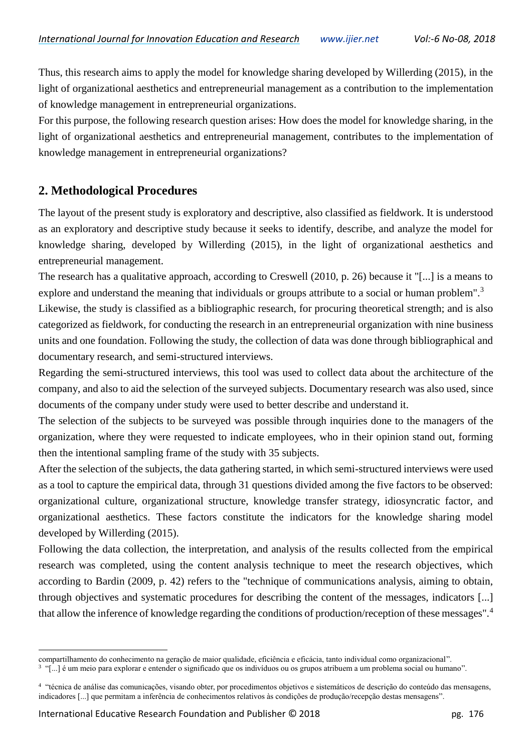Thus, this research aims to apply the model for knowledge sharing developed by Willerding (2015), in the light of organizational aesthetics and entrepreneurial management as a contribution to the implementation of knowledge management in entrepreneurial organizations.

For this purpose, the following research question arises: How does the model for knowledge sharing, in the light of organizational aesthetics and entrepreneurial management, contributes to the implementation of knowledge management in entrepreneurial organizations?

## 2. Methodological Procedures

The layout of the present study is exploratory and descriptive, also classified as fieldwork. It is understood as an exploratory and descriptive study because it seeks to identify, describe, and analyze the model for knowledge sharing, developed by Willerding (2015), in the light of organizational aesthetics and entrepreneurial management.

The research has a qualitative approach, according to Creswell (2010, p. 26) because it "[...] is a means to explore and understand the meaning that individuals or groups attribute to a social or human problem".[3]

Likewise, the study is classified as a bibliographic research, for procuring theoretical strength; and is also categorized as fieldwork, for conducting the research in an entrepreneurial organization with nine business units and one foundation. Following the study, the collection of data was done through bibliographical and documentary research, and semi-structured interviews.

Regarding the semi-structured interviews, this tool was used to collect data about the architecture of the company, and also to aid the selection of the surveyed subjects. Documentary research was also used, since documents of the company under study were used to better describe and understand it.

The selection of the subjects to be surveyed was possible through inquiries done to the managers of the organization, where they were requested to indicate employees, who in their opinion stand out, forming then the intentional sampling frame of the study with 35 subjects.

After the selection of the subjects, the data gathering started, in which semi-structured interviews were used as a tool to capture the empirical data, through 31 questions divided among the five factors to be observed: organizational culture, organizational structure, knowledge transfer strategy, idiosyncratic factor, and organizational aesthetics. These factors constitute the indicators for the knowledge sharing model developed by Willerding (2015).

Following the data collection, the interpretation, and analysis of the results collected from the empirical research was completed, using the content analysis technique to meet the research objectives, which according to Bardin (2009, p. 42) refers to the "technique of communications analysis, aiming to obtain, through objectives and systematic procedures for describing the content of the messages, indicators [...] that allow the inference of knowledge regarding the conditions of production/reception of these messages".[4]

---

compartilhamento do conhecimento na geração de maior qualidade, eficiência e eficácia, tanto individual como organizacional".

[3] "[...] é um meio para explorar e entender o significado que os indivíduos ou os grupos atribuem a um problema social ou humano".

[4] "técnica de análise das comunicações, visando obter, por procedimentos objetivos e sistemáticos de descrição do conteúdo das mensagens, indicadores [...] que permitam a inferência de conhecimentos relativos às condições de produção/recepção destas mensagens".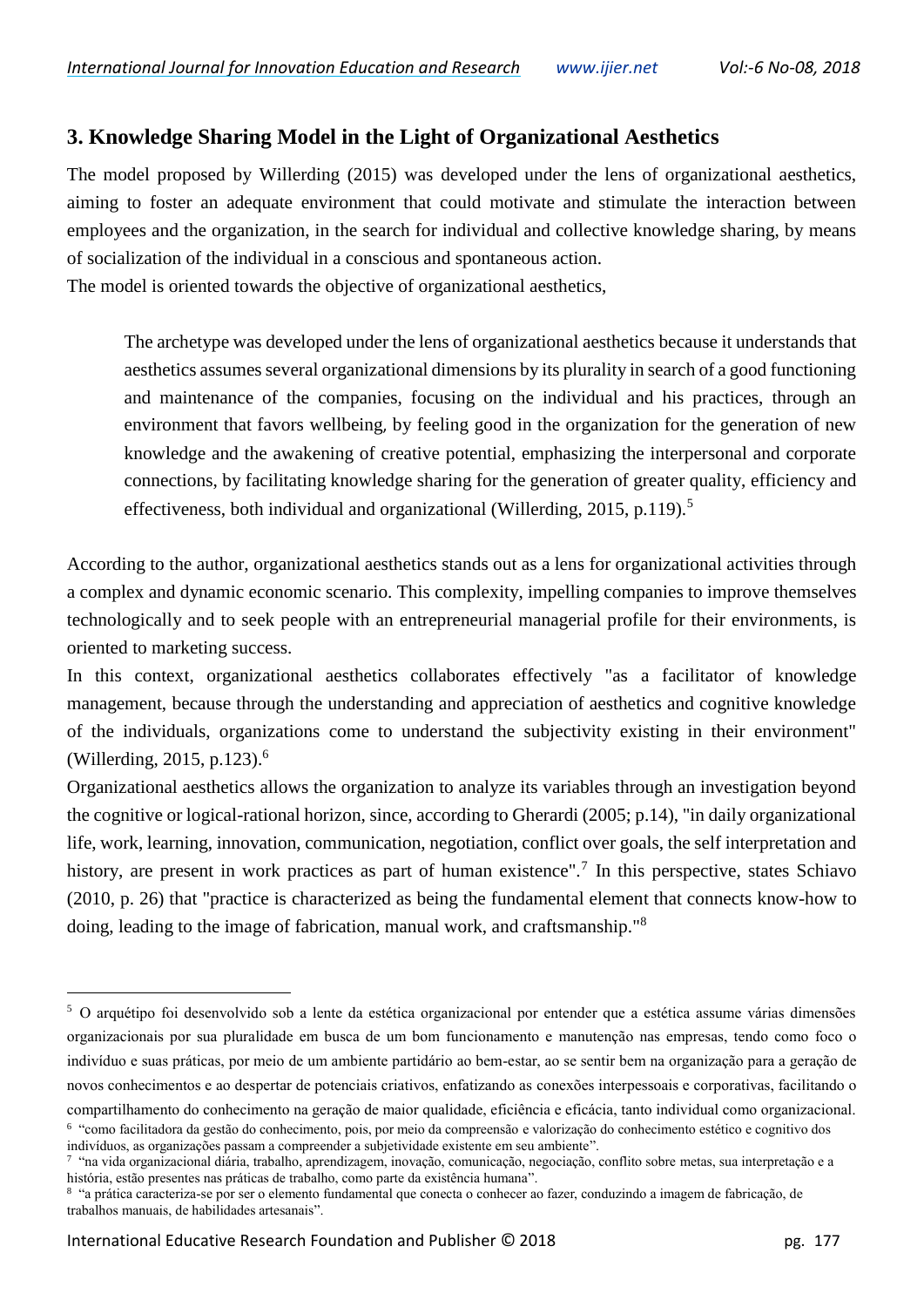## 3. Knowledge Sharing Model in the Light of Organizational Aesthetics

The model proposed by Willerding (2015) was developed under the lens of organizational aesthetics, aiming to foster an adequate environment that could motivate and stimulate the interaction between employees and the organization, in the search for individual and collective knowledge sharing, by means of socialization of the individual in a conscious and spontaneous action.

The model is oriented towards the objective of organizational aesthetics,

> The archetype was developed under the lens of organizational aesthetics because it understands that aesthetics assumes several organizational dimensions by its plurality in search of a good functioning and maintenance of the companies, focusing on the individual and his practices, through an environment that favors wellbeing, by feeling good in the organization for the generation of new knowledge and the awakening of creative potential, emphasizing the interpersonal and corporate connections, by facilitating knowledge sharing for the generation of greater quality, efficiency and effectiveness, both individual and organizational (Willerding, 2015, p.119).[5]

According to the author, organizational aesthetics stands out as a lens for organizational activities through a complex and dynamic economic scenario. This complexity, impelling companies to improve themselves technologically and to seek people with an entrepreneurial managerial profile for their environments, is oriented to marketing success.

In this context, organizational aesthetics collaborates effectively "as a facilitator of knowledge management, because through the understanding and appreciation of aesthetics and cognitive knowledge of the individuals, organizations come to understand the subjectivity existing in their environment" (Willerding, 2015, p.123).[6]

Organizational aesthetics allows the organization to analyze its variables through an investigation beyond the cognitive or logical-rational horizon, since, according to Gherardi (2005; p.14), "in daily organizational life, work, learning, innovation, communication, negotiation, conflict over goals, the self interpretation and history, are present in work practices as part of human existence".[7] In this perspective, states Schiavo (2010, p. 26) that "practice is characterized as being the fundamental element that connects know-how to doing, leading to the image of fabrication, manual work, and craftsmanship."[8]

---

[5] O arquétipo foi desenvolvido sob a lente da estética organizacional por entender que a estética assume várias dimensões organizacionais por sua pluralidade em busca de um bom funcionamento e manutenção nas empresas, tendo como foco o indivíduo e suas práticas, por meio de um ambiente partidário ao bem-estar, ao se sentir bem na organização para a geração de novos conhecimentos e ao despertar de potenciais criativos, enfatizando as conexões interpessoais e corporativas, facilitando o compartilhamento do conhecimento na geração de maior qualidade, eficiência e eficácia, tanto individual como organizacional.

[6] "como facilitadora da gestão do conhecimento, pois, por meio da compreensão e valorização do conhecimento estético e cognitivo dos indivíduos, as organizações passam a compreender a subjetividade existente em seu ambiente".

[7] "na vida organizacional diária, trabalho, aprendizagem, inovação, comunicação, negociação, conflito sobre metas, sua interpretação e a história, estão presentes nas práticas de trabalho, como parte da existência humana".

[8] "a prática caracteriza-se por ser o elemento fundamental que conecta o conhecer ao fazer, conduzindo a imagem de fabricação, de trabalhos manuais, de habilidades artesanais".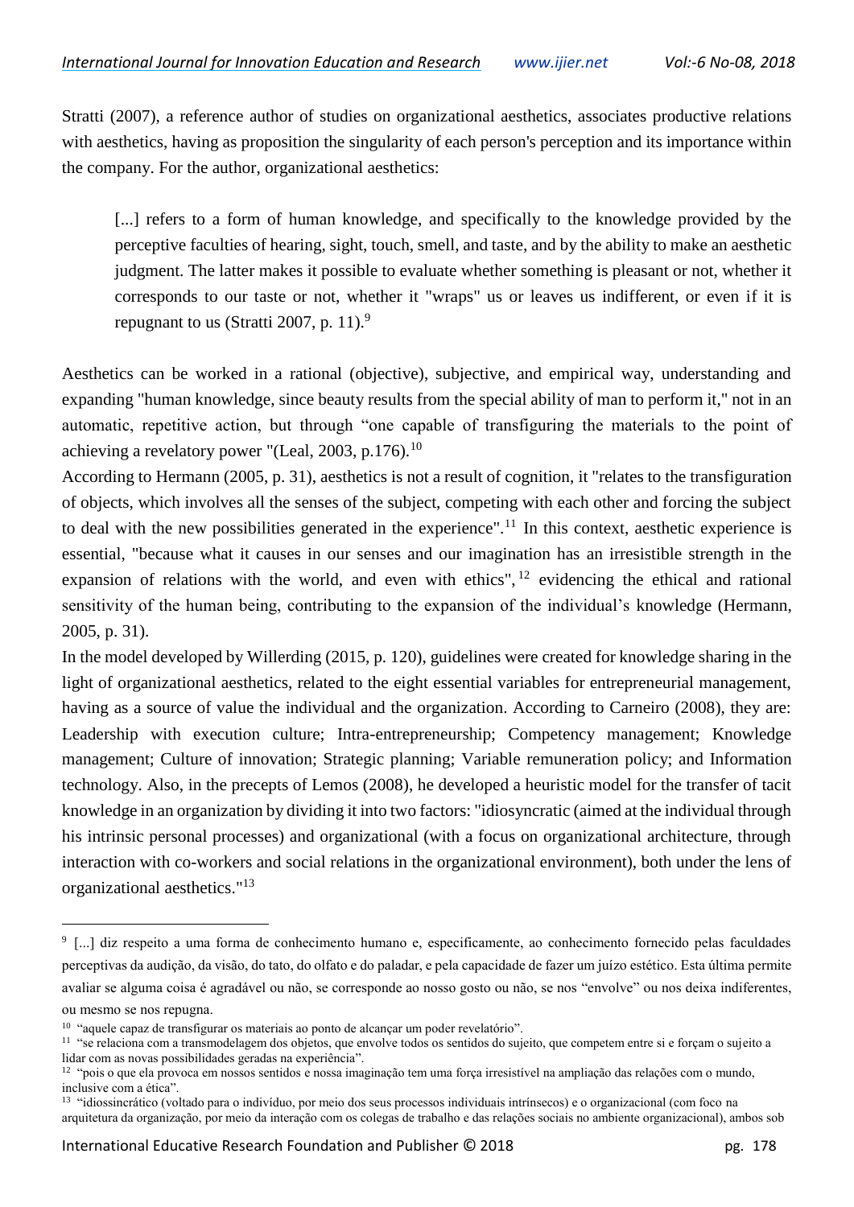Stratti (2007), a reference author of studies on organizational aesthetics, associates productive relations with aesthetics, having as proposition the singularity of each person's perception and its importance within the company. For the author, organizational aesthetics:

> [...] refers to a form of human knowledge, and specifically to the knowledge provided by the perceptive faculties of hearing, sight, touch, smell, and taste, and by the ability to make an aesthetic judgment. The latter makes it possible to evaluate whether something is pleasant or not, whether it corresponds to our taste or not, whether it "wraps" us or leaves us indifferent, or even if it is repugnant to us (Stratti 2007, p. 11).[9]

Aesthetics can be worked in a rational (objective), subjective, and empirical way, understanding and expanding "human knowledge, since beauty results from the special ability of man to perform it," not in an automatic, repetitive action, but through "one capable of transfiguring the materials to the point of achieving a revelatory power "(Leal, 2003, p.176).[10]

According to Hermann (2005, p. 31), aesthetics is not a result of cognition, it "relates to the transfiguration of objects, which involves all the senses of the subject, competing with each other and forcing the subject to deal with the new possibilities generated in the experience".[11] In this context, aesthetic experience is essential, "because what it causes in our senses and our imagination has an irresistible strength in the expansion of relations with the world, and even with ethics",[12] evidencing the ethical and rational sensitivity of the human being, contributing to the expansion of the individual's knowledge (Hermann, 2005, p. 31).

In the model developed by Willerding (2015, p. 120), guidelines were created for knowledge sharing in the light of organizational aesthetics, related to the eight essential variables for entrepreneurial management, having as a source of value the individual and the organization. According to Carneiro (2008), they are: Leadership with execution culture; Intra-entrepreneurship; Competency management; Knowledge management; Culture of innovation; Strategic planning; Variable remuneration policy; and Information technology. Also, in the precepts of Lemos (2008), he developed a heuristic model for the transfer of tacit knowledge in an organization by dividing it into two factors: "idiosyncratic (aimed at the individual through his intrinsic personal processes) and organizational (with a focus on organizational architecture, through interaction with co-workers and social relations in the organizational environment), both under the lens of organizational aesthetics."[13]

---

[9] [...] diz respeito a uma forma de conhecimento humano e, especificamente, ao conhecimento fornecido pelas faculdades perceptivas da audição, da visão, do tato, do olfato e do paladar, e pela capacidade de fazer um juízo estético. Esta última permite avaliar se alguma coisa é agradável ou não, se corresponde ao nosso gosto ou não, se nos "envolve" ou nos deixa indiferentes, ou mesmo se nos repugna.

[10] "aquele capaz de transfigurar os materiais ao ponto de alcançar um poder revelatório".

[11] "se relaciona com a transmodelagem dos objetos, que envolve todos os sentidos do sujeito, que competem entre si e forçam o sujeito a lidar com as novas possibilidades geradas na experiência".

[12] "pois o que ela provoca em nossos sentidos e nossa imaginação tem uma força irresistível na ampliação das relações com o mundo, inclusive com a ética".

[13] "idiossincrático (voltado para o indivíduo, por meio dos seus processos individuais intrínsecos) e o organizacional (com foco na arquitetura da organização, por meio da interação com os colegas de trabalho e das relações sociais no ambiente organizacional), ambos sob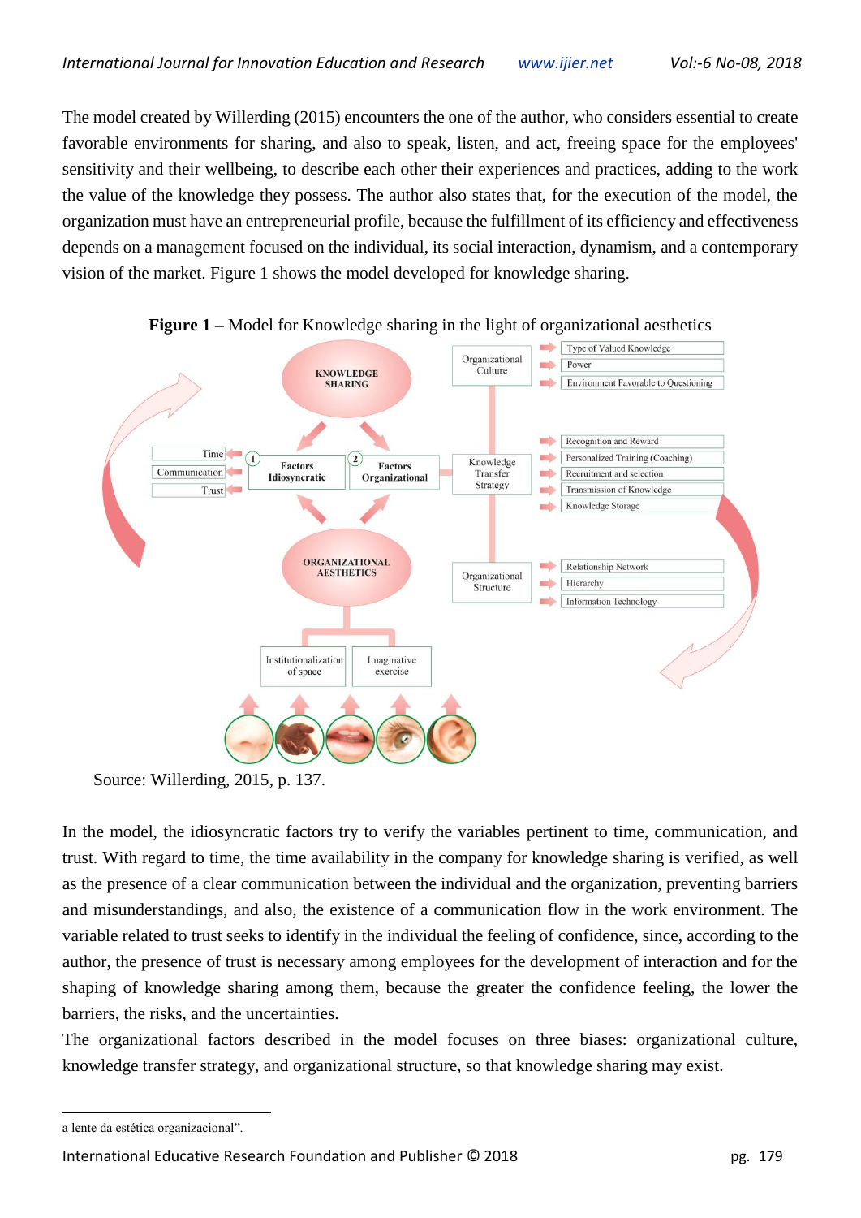The model created by Willerding (2015) encounters the one of the author, who considers essential to create favorable environments for sharing, and also to speak, listen, and act, freeing space for the employees' sensitivity and their wellbeing, to describe each other their experiences and practices, adding to the work the value of the knowledge they possess. The author also states that, for the execution of the model, the organization must have an entrepreneurial profile, because the fulfillment of its efficiency and effectiveness depends on a management focused on the individual, its social interaction, dynamism, and a contemporary vision of the market. Figure 1 shows the model developed for knowledge sharing.

**Figure 1** – Model for Knowledge sharing in the light of organizational aesthetics

Source: Willerding, 2015, p. 137.

In the model, the idiosyncratic factors try to verify the variables pertinent to time, communication, and trust. With regard to time, the time availability in the company for knowledge sharing is verified, as well as the presence of a clear communication between the individual and the organization, preventing barriers and misunderstandings, and also, the existence of a communication flow in the work environment. The variable related to trust seeks to identify in the individual the feeling of confidence, since, according to the author, the presence of trust is necessary among employees for the development of interaction and for the shaping of knowledge sharing among them, because the greater the confidence feeling, the lower the barriers, the risks, and the uncertainties.

The organizational factors described in the model focuses on three biases: organizational culture, knowledge transfer strategy, and organizational structure, so that knowledge sharing may exist.

---

a lente da estética organizacional".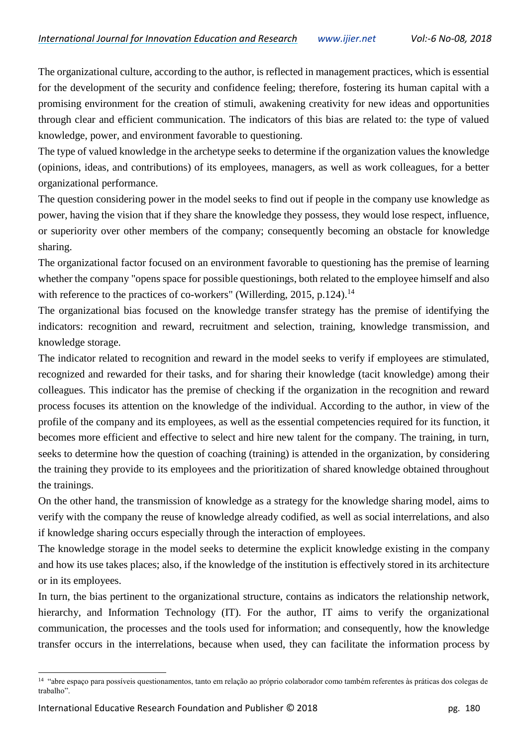The organizational culture, according to the author, is reflected in management practices, which is essential for the development of the security and confidence feeling; therefore, fostering its human capital with a promising environment for the creation of stimuli, awakening creativity for new ideas and opportunities through clear and efficient communication. The indicators of this bias are related to: the type of valued knowledge, power, and environment favorable to questioning.

The type of valued knowledge in the archetype seeks to determine if the organization values the knowledge (opinions, ideas, and contributions) of its employees, managers, as well as work colleagues, for a better organizational performance.

The question considering power in the model seeks to find out if people in the company use knowledge as power, having the vision that if they share the knowledge they possess, they would lose respect, influence, or superiority over other members of the company; consequently becoming an obstacle for knowledge sharing.

The organizational factor focused on an environment favorable to questioning has the premise of learning whether the company "opens space for possible questionings, both related to the employee himself and also with reference to the practices of co-workers" (Willerding, 2015, p.124).[14]

The organizational bias focused on the knowledge transfer strategy has the premise of identifying the indicators: recognition and reward, recruitment and selection, training, knowledge transmission, and knowledge storage.

The indicator related to recognition and reward in the model seeks to verify if employees are stimulated, recognized and rewarded for their tasks, and for sharing their knowledge (tacit knowledge) among their colleagues. This indicator has the premise of checking if the organization in the recognition and reward process focuses its attention on the knowledge of the individual. According to the author, in view of the profile of the company and its employees, as well as the essential competencies required for its function, it becomes more efficient and effective to select and hire new talent for the company. The training, in turn, seeks to determine how the question of coaching (training) is attended in the organization, by considering the training they provide to its employees and the prioritization of shared knowledge obtained throughout the trainings.

On the other hand, the transmission of knowledge as a strategy for the knowledge sharing model, aims to verify with the company the reuse of knowledge already codified, as well as social interrelations, and also if knowledge sharing occurs especially through the interaction of employees.

The knowledge storage in the model seeks to determine the explicit knowledge existing in the company and how its use takes places; also, if the knowledge of the institution is effectively stored in its architecture or in its employees.

In turn, the bias pertinent to the organizational structure, contains as indicators the relationship network, hierarchy, and Information Technology (IT). For the author, IT aims to verify the organizational communication, the processes and the tools used for information; and consequently, how the knowledge transfer occurs in the interrelations, because when used, they can facilitate the information process by

---

[14] "abre espaço para possíveis questionamentos, tanto em relação ao próprio colaborador como também referentes às práticas dos colegas de trabalho".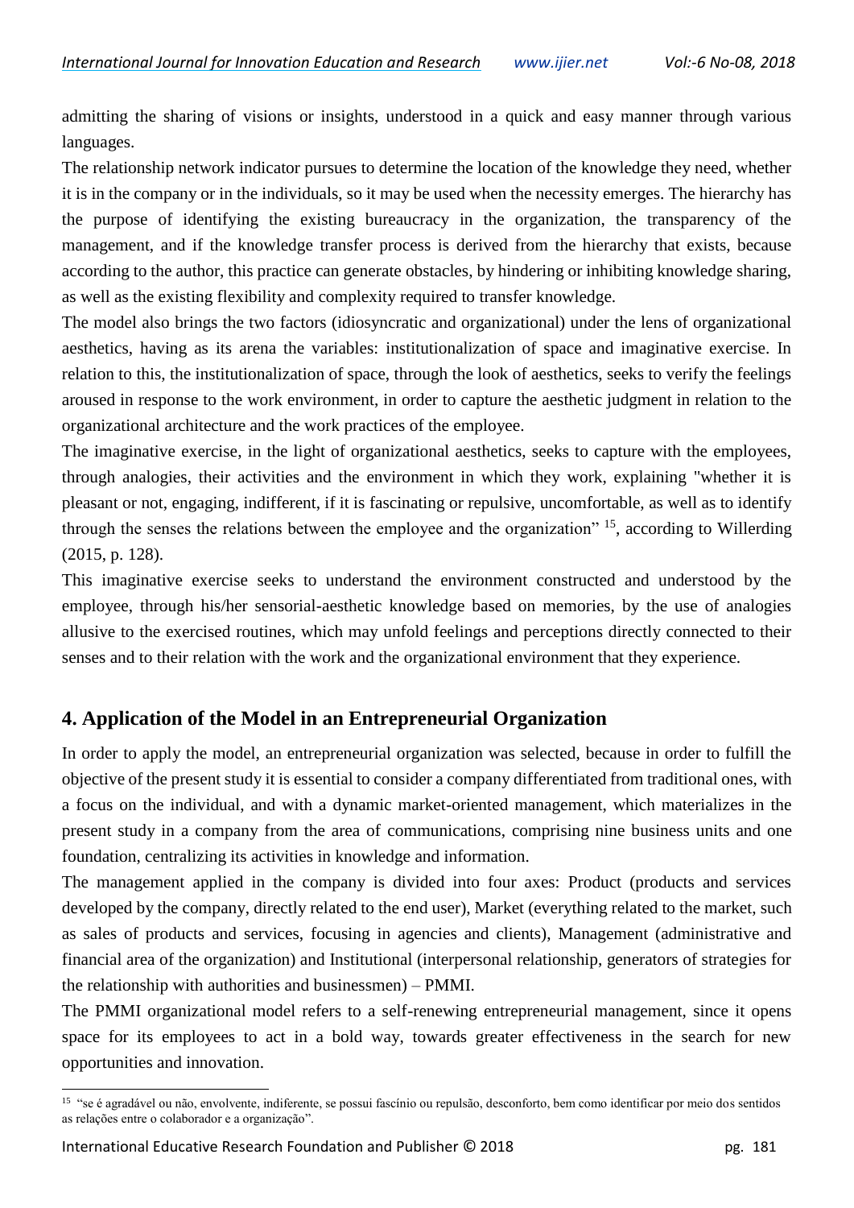admitting the sharing of visions or insights, understood in a quick and easy manner through various languages.

The relationship network indicator pursues to determine the location of the knowledge they need, whether it is in the company or in the individuals, so it may be used when the necessity emerges. The hierarchy has the purpose of identifying the existing bureaucracy in the organization, the transparency of the management, and if the knowledge transfer process is derived from the hierarchy that exists, because according to the author, this practice can generate obstacles, by hindering or inhibiting knowledge sharing, as well as the existing flexibility and complexity required to transfer knowledge.

The model also brings the two factors (idiosyncratic and organizational) under the lens of organizational aesthetics, having as its arena the variables: institutionalization of space and imaginative exercise. In relation to this, the institutionalization of space, through the look of aesthetics, seeks to verify the feelings aroused in response to the work environment, in order to capture the aesthetic judgment in relation to the organizational architecture and the work practices of the employee.

The imaginative exercise, in the light of organizational aesthetics, seeks to capture with the employees, through analogies, their activities and the environment in which they work, explaining "whether it is pleasant or not, engaging, indifferent, if it is fascinating or repulsive, uncomfortable, as well as to identify through the senses the relations between the employee and the organization" [15], according to Willerding (2015, p. 128).

This imaginative exercise seeks to understand the environment constructed and understood by the employee, through his/her sensorial-aesthetic knowledge based on memories, by the use of analogies allusive to the exercised routines, which may unfold feelings and perceptions directly connected to their senses and to their relation with the work and the organizational environment that they experience.

## 4. Application of the Model in an Entrepreneurial Organization

In order to apply the model, an entrepreneurial organization was selected, because in order to fulfill the objective of the present study it is essential to consider a company differentiated from traditional ones, with a focus on the individual, and with a dynamic market-oriented management, which materializes in the present study in a company from the area of communications, comprising nine business units and one foundation, centralizing its activities in knowledge and information.

The management applied in the company is divided into four axes: Product (products and services developed by the company, directly related to the end user), Market (everything related to the market, such as sales of products and services, focusing in agencies and clients), Management (administrative and financial area of the organization) and Institutional (interpersonal relationship, generators of strategies for the relationship with authorities and businessmen) – PMMI.

The PMMI organizational model refers to a self-renewing entrepreneurial management, since it opens space for its employees to act in a bold way, towards greater effectiveness in the search for new opportunities and innovation.

[15] "se é agradável ou não, envolvente, indiferente, se possui fascínio ou repulsão, desconforto, bem como identificar por meio dos sentidos as relações entre o colaborador e a organização".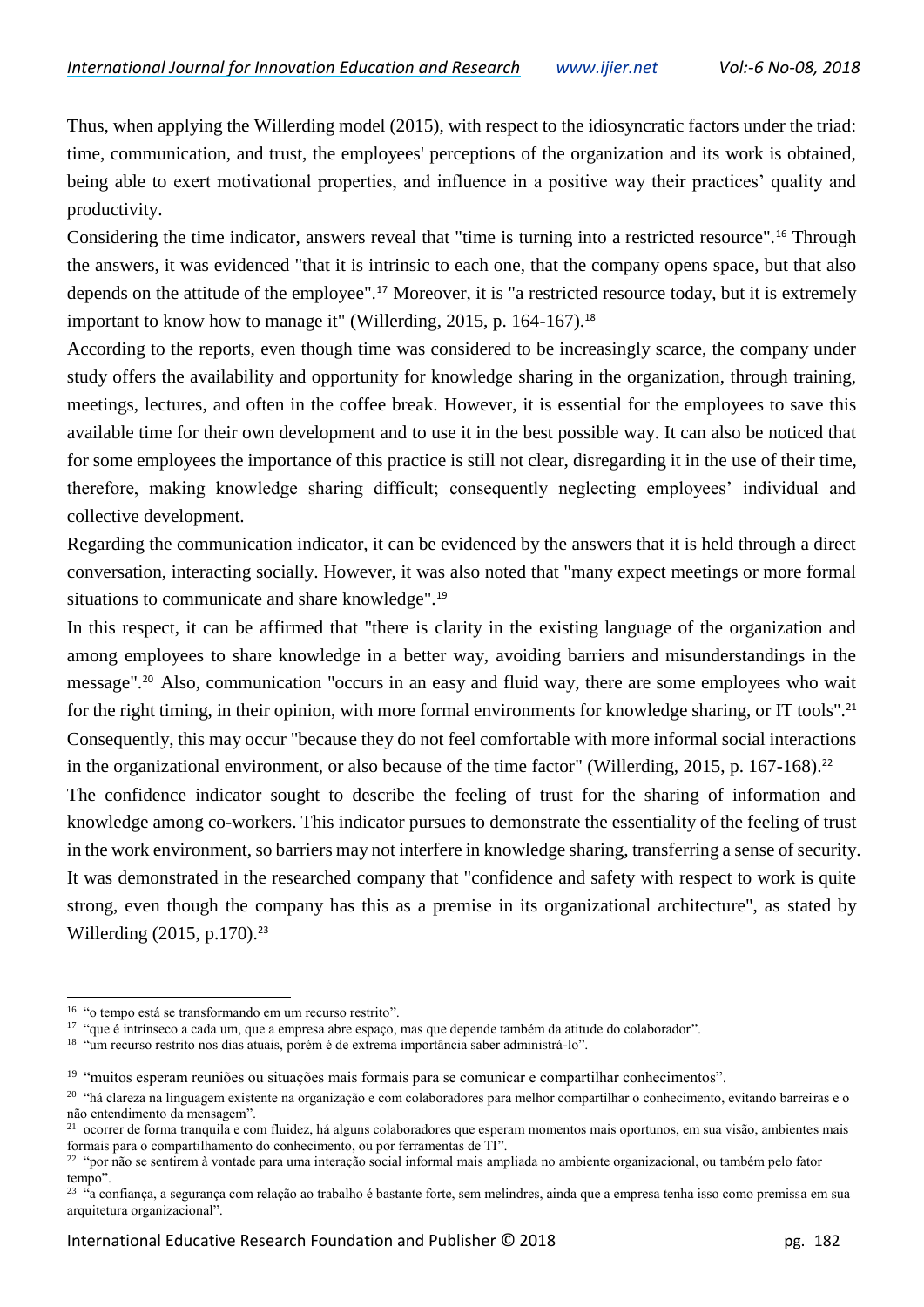Thus, when applying the Willerding model (2015), with respect to the idiosyncratic factors under the triad: time, communication, and trust, the employees' perceptions of the organization and its work is obtained, being able to exert motivational properties, and influence in a positive way their practices' quality and productivity.

Considering the time indicator, answers reveal that "time is turning into a restricted resource".[16] Through the answers, it was evidenced "that it is intrinsic to each one, that the company opens space, but that also depends on the attitude of the employee".[17] Moreover, it is "a restricted resource today, but it is extremely important to know how to manage it" (Willerding, 2015, p. 164-167).[18]

According to the reports, even though time was considered to be increasingly scarce, the company under study offers the availability and opportunity for knowledge sharing in the organization, through training, meetings, lectures, and often in the coffee break. However, it is essential for the employees to save this available time for their own development and to use it in the best possible way. It can also be noticed that for some employees the importance of this practice is still not clear, disregarding it in the use of their time, therefore, making knowledge sharing difficult; consequently neglecting employees' individual and collective development.

Regarding the communication indicator, it can be evidenced by the answers that it is held through a direct conversation, interacting socially. However, it was also noted that "many expect meetings or more formal situations to communicate and share knowledge".[19]

In this respect, it can be affirmed that "there is clarity in the existing language of the organization and among employees to share knowledge in a better way, avoiding barriers and misunderstandings in the message".[20] Also, communication "occurs in an easy and fluid way, there are some employees who wait for the right timing, in their opinion, with more formal environments for knowledge sharing, or IT tools".[21] Consequently, this may occur "because they do not feel comfortable with more informal social interactions in the organizational environment, or also because of the time factor" (Willerding, 2015, p. 167-168).[22]

The confidence indicator sought to describe the feeling of trust for the sharing of information and knowledge among co-workers. This indicator pursues to demonstrate the essentiality of the feeling of trust in the work environment, so barriers may not interfere in knowledge sharing, transferring a sense of security. It was demonstrated in the researched company that "confidence and safety with respect to work is quite strong, even though the company has this as a premise in its organizational architecture", as stated by Willerding (2015, p.170).[23]

---

[16] "o tempo está se transformando em um recurso restrito".

[17] "que é intrínseco a cada um, que a empresa abre espaço, mas que depende também da atitude do colaborador".

[18] "um recurso restrito nos dias atuais, porém é de extrema importância saber administrá-lo".

[19] "muitos esperam reuniões ou situações mais formais para se comunicar e compartilhar conhecimentos".

[20] "há clareza na linguagem existente na organização e com colaboradores para melhor compartilhar o conhecimento, evitando barreiras e o não entendimento da mensagem".

[21] ocorrer de forma tranquila e com fluidez, há alguns colaboradores que esperam momentos mais oportunos, em sua visão, ambientes mais formais para o compartilhamento do conhecimento, ou por ferramentas de TI".

[22] "por não se sentirem à vontade para uma interação social informal mais ampliada no ambiente organizacional, ou também pelo fator tempo".

[23] "a confiança, a segurança com relação ao trabalho é bastante forte, sem melindres, ainda que a empresa tenha isso como premissa em sua arquitetura organizacional".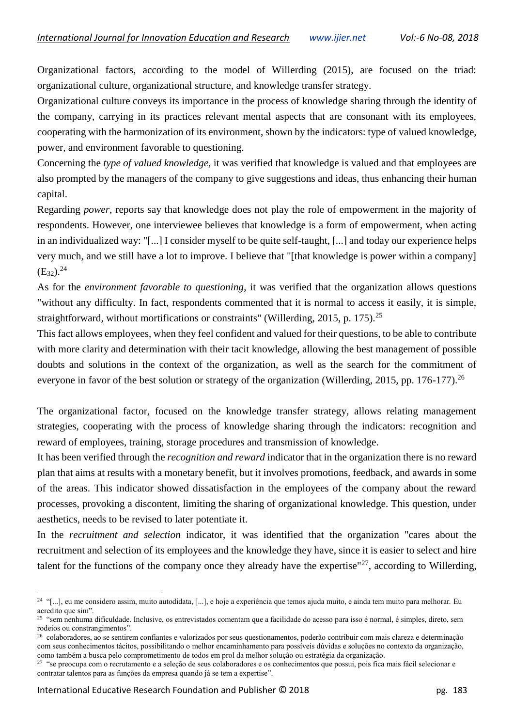Organizational factors, according to the model of Willerding (2015), are focused on the triad: organizational culture, organizational structure, and knowledge transfer strategy.

Organizational culture conveys its importance in the process of knowledge sharing through the identity of the company, carrying in its practices relevant mental aspects that are consonant with its employees, cooperating with the harmonization of its environment, shown by the indicators: type of valued knowledge, power, and environment favorable to questioning.

Concerning the *type of valued knowledge*, it was verified that knowledge is valued and that employees are also prompted by the managers of the company to give suggestions and ideas, thus enhancing their human capital.

Regarding *power*, reports say that knowledge does not play the role of empowerment in the majority of respondents. However, one interviewee believes that knowledge is a form of empowerment, when acting in an individualized way: "[...] I consider myself to be quite self-taught, [...] and today our experience helps very much, and we still have a lot to improve. I believe that "[that knowledge is power within a company] ($E_{32}$).[24]

As for the *environment favorable to questioning*, it was verified that the organization allows questions "without any difficulty. In fact, respondents commented that it is normal to access it easily, it is simple, straightforward, without mortifications or constraints" (Willerding, 2015, p. 175).[25]

This fact allows employees, when they feel confident and valued for their questions, to be able to contribute with more clarity and determination with their tacit knowledge, allowing the best management of possible doubts and solutions in the context of the organization, as well as the search for the commitment of everyone in favor of the best solution or strategy of the organization (Willerding, 2015, pp. 176-177).[26]

The organizational factor, focused on the knowledge transfer strategy, allows relating management strategies, cooperating with the process of knowledge sharing through the indicators: recognition and reward of employees, training, storage procedures and transmission of knowledge.

It has been verified through the *recognition and reward* indicator that in the organization there is no reward plan that aims at results with a monetary benefit, but it involves promotions, feedback, and awards in some of the areas. This indicator showed dissatisfaction in the employees of the company about the reward processes, provoking a discontent, limiting the sharing of organizational knowledge. This question, under aesthetics, needs to be revised to later potentiate it.

In the *recruitment and selection* indicator, it was identified that the organization "cares about the recruitment and selection of its employees and the knowledge they have, since it is easier to select and hire talent for the functions of the company once they already have the expertise"[27], according to Willerding,

---

[24] "[...], eu me considero assim, muito autodidata, [...], e hoje a experiência que temos ajuda muito, e ainda tem muito para melhorar. Eu acredito que sim".

[25] "sem nenhuma dificuldade. Inclusive, os entrevistados comentam que a facilidade do acesso para isso é normal, é simples, direto, sem rodeios ou constrangimentos".

[26] colaboradores, ao se sentirem confiantes e valorizados por seus questionamentos, poderão contribuir com mais clareza e determinação com seus conhecimentos tácitos, possibilitando o melhor encaminhamento para possíveis dúvidas e soluções no contexto da organização, como também a busca pelo comprometimento de todos em prol da melhor solução ou estratégia da organização.

[27] "se preocupa com o recrutamento e a seleção de seus colaboradores e os conhecimentos que possui, pois fica mais fácil selecionar e contratar talentos para as funções da empresa quando já se tem a expertise".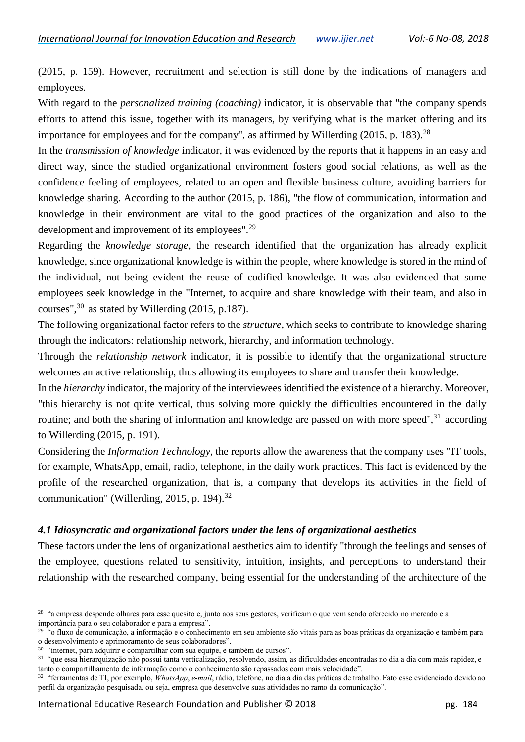(2015, p. 159). However, recruitment and selection is still done by the indications of managers and employees.

With regard to the *personalized training (coaching)* indicator, it is observable that "the company spends efforts to attend this issue, together with its managers, by verifying what is the market offering and its importance for employees and for the company", as affirmed by Willerding (2015, p. 183).[28]

In the *transmission of knowledge* indicator, it was evidenced by the reports that it happens in an easy and direct way, since the studied organizational environment fosters good social relations, as well as the confidence feeling of employees, related to an open and flexible business culture, avoiding barriers for knowledge sharing. According to the author (2015, p. 186), "the flow of communication, information and knowledge in their environment are vital to the good practices of the organization and also to the development and improvement of its employees".[29]

Regarding the *knowledge storage*, the research identified that the organization has already explicit knowledge, since organizational knowledge is within the people, where knowledge is stored in the mind of the individual, not being evident the reuse of codified knowledge. It was also evidenced that some employees seek knowledge in the "Internet, to acquire and share knowledge with their team, and also in courses",[30] as stated by Willerding (2015, p.187).

The following organizational factor refers to the *structure*, which seeks to contribute to knowledge sharing through the indicators: relationship network, hierarchy, and information technology.

Through the *relationship network* indicator, it is possible to identify that the organizational structure welcomes an active relationship, thus allowing its employees to share and transfer their knowledge.

In the *hierarchy* indicator, the majority of the interviewees identified the existence of a hierarchy. Moreover, "this hierarchy is not quite vertical, thus solving more quickly the difficulties encountered in the daily routine; and both the sharing of information and knowledge are passed on with more speed",[31] according to Willerding (2015, p. 191).

Considering the *Information Technology*, the reports allow the awareness that the company uses "IT tools, for example, WhatsApp, email, radio, telephone, in the daily work practices. This fact is evidenced by the profile of the researched organization, that is, a company that develops its activities in the field of communication" (Willerding, 2015, p. 194).[32]

### *4.1 Idiosyncratic and organizational factors under the lens of organizational aesthetics*

These factors under the lens of organizational aesthetics aim to identify "through the feelings and senses of the employee, questions related to sensitivity, intuition, insights, and perceptions to understand their relationship with the researched company, being essential for the understanding of the architecture of the

---

[28] "a empresa despende olhares para esse quesito e, junto aos seus gestores, verificam o que vem sendo oferecido no mercado e a importância para o seu colaborador e para a empresa".

[29] "o fluxo de comunicação, a informação e o conhecimento em seu ambiente são vitais para as boas práticas da organização e também para o desenvolvimento e aprimoramento de seus colaboradores".

[30] "internet, para adquirir e compartilhar com sua equipe, e também de cursos".

[31] "que essa hierarquização não possui tanta verticalização, resolvendo, assim, as dificuldades encontradas no dia a dia com mais rapidez, e tanto o compartilhamento de informação como o conhecimento são repassados com mais velocidade".

[32] "ferramentas de TI, por exemplo, *WhatsApp*, *e-mail*, rádio, telefone, no dia a dia das práticas de trabalho. Fato esse evidenciado devido ao perfil da organização pesquisada, ou seja, empresa que desenvolve suas atividades no ramo da comunicação".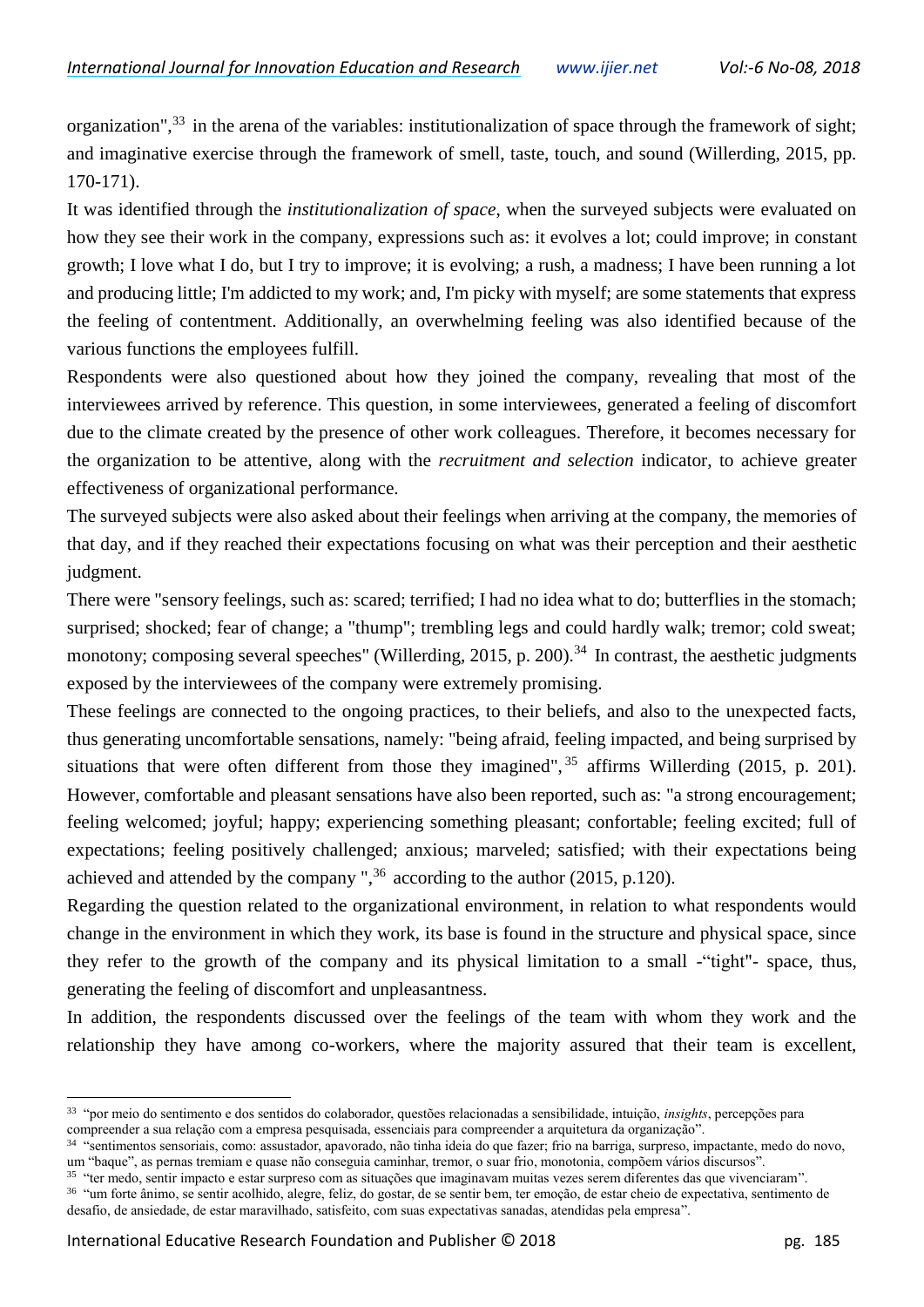organization",[33] in the arena of the variables: institutionalization of space through the framework of sight; and imaginative exercise through the framework of smell, taste, touch, and sound (Willerding, 2015, pp. 170-171).

It was identified through the *institutionalization of space*, when the surveyed subjects were evaluated on how they see their work in the company, expressions such as: it evolves a lot; could improve; in constant growth; I love what I do, but I try to improve; it is evolving; a rush, a madness; I have been running a lot and producing little; I'm addicted to my work; and, I'm picky with myself; are some statements that express the feeling of contentment. Additionally, an overwhelming feeling was also identified because of the various functions the employees fulfill.

Respondents were also questioned about how they joined the company, revealing that most of the interviewees arrived by reference. This question, in some interviewees, generated a feeling of discomfort due to the climate created by the presence of other work colleagues. Therefore, it becomes necessary for the organization to be attentive, along with the *recruitment and selection* indicator, to achieve greater effectiveness of organizational performance.

The surveyed subjects were also asked about their feelings when arriving at the company, the memories of that day, and if they reached their expectations focusing on what was their perception and their aesthetic judgment.

There were "sensory feelings, such as: scared; terrified; I had no idea what to do; butterflies in the stomach; surprised; shocked; fear of change; a "thump"; trembling legs and could hardly walk; tremor; cold sweat; monotony; composing several speeches" (Willerding, 2015, p. 200).[34] In contrast, the aesthetic judgments exposed by the interviewees of the company were extremely promising.

These feelings are connected to the ongoing practices, to their beliefs, and also to the unexpected facts, thus generating uncomfortable sensations, namely: "being afraid, feeling impacted, and being surprised by situations that were often different from those they imagined",[35] affirms Willerding (2015, p. 201). However, comfortable and pleasant sensations have also been reported, such as: "a strong encouragement; feeling welcomed; joyful; happy; experiencing something pleasant; confortable; feeling excited; full of expectations; feeling positively challenged; anxious; marveled; satisfied; with their expectations being achieved and attended by the company ",[36] according to the author (2015, p.120).

Regarding the question related to the organizational environment, in relation to what respondents would change in the environment in which they work, its base is found in the structure and physical space, since they refer to the growth of the company and its physical limitation to a small -"tight"- space, thus, generating the feeling of discomfort and unpleasantness.

In addition, the respondents discussed over the feelings of the team with whom they work and the relationship they have among co-workers, where the majority assured that their team is excellent,

---

[33] "por meio do sentimento e dos sentidos do colaborador, questões relacionadas a sensibilidade, intuição, *insights*, percepções para compreender a sua relação com a empresa pesquisada, essenciais para compreender a arquitetura da organização".

[34] "sentimentos sensoriais, como: assustador, apavorado, não tinha ideia do que fazer; frio na barriga, surpreso, impactante, medo do novo, um "baque", as pernas tremiam e quase não conseguia caminhar, tremor, o suar frio, monotonia, compõem vários discursos".

[35] "ter medo, sentir impacto e estar surpreso com as situações que imaginavam muitas vezes serem diferentes das que vivenciaram".

[36] "um forte ânimo, se sentir acolhido, alegre, feliz, do gostar, de se sentir bem, ter emoção, de estar cheio de expectativa, sentimento de desafio, de ansiedade, de estar maravilhado, satisfeito, com suas expectativas sanadas, atendidas pela empresa".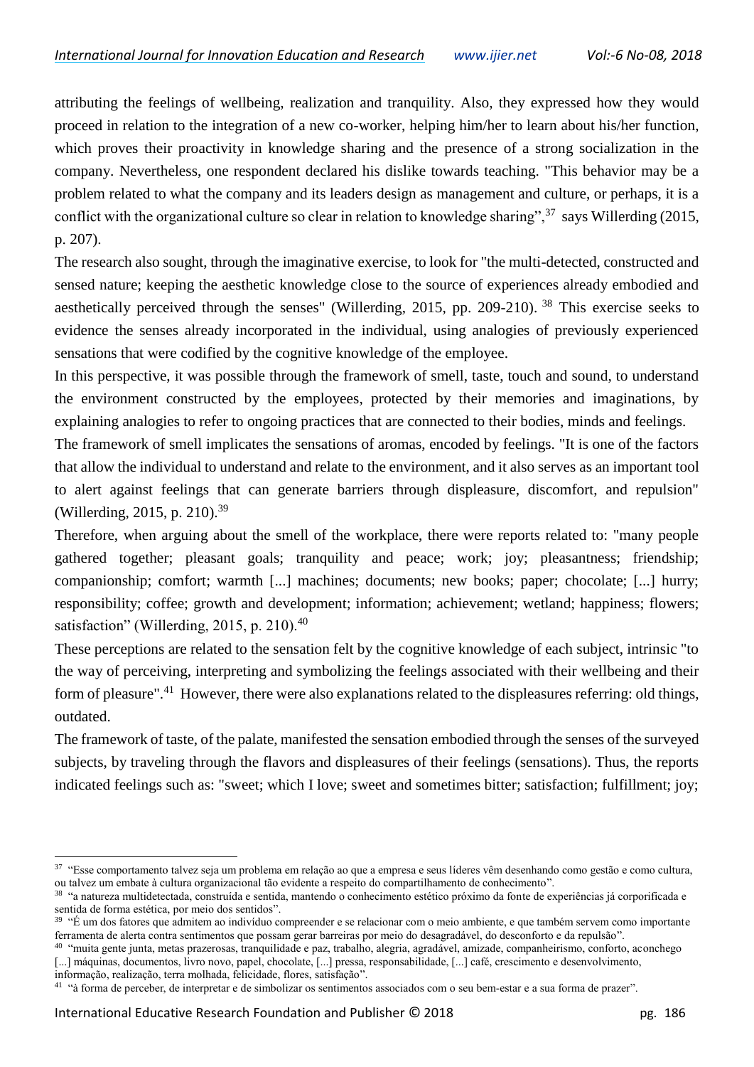attributing the feelings of wellbeing, realization and tranquility. Also, they expressed how they would proceed in relation to the integration of a new co-worker, helping him/her to learn about his/her function, which proves their proactivity in knowledge sharing and the presence of a strong socialization in the company. Nevertheless, one respondent declared his dislike towards teaching. "This behavior may be a problem related to what the company and its leaders design as management and culture, or perhaps, it is a conflict with the organizational culture so clear in relation to knowledge sharing",[37] says Willerding (2015, p. 207).

The research also sought, through the imaginative exercise, to look for "the multi-detected, constructed and sensed nature; keeping the aesthetic knowledge close to the source of experiences already embodied and aesthetically perceived through the senses" (Willerding, 2015, pp. 209-210). [38] This exercise seeks to evidence the senses already incorporated in the individual, using analogies of previously experienced sensations that were codified by the cognitive knowledge of the employee.

In this perspective, it was possible through the framework of smell, taste, touch and sound, to understand the environment constructed by the employees, protected by their memories and imaginations, by explaining analogies to refer to ongoing practices that are connected to their bodies, minds and feelings.

The framework of smell implicates the sensations of aromas, encoded by feelings. "It is one of the factors that allow the individual to understand and relate to the environment, and it also serves as an important tool to alert against feelings that can generate barriers through displeasure, discomfort, and repulsion" (Willerding, 2015, p. 210).[39]

Therefore, when arguing about the smell of the workplace, there were reports related to: "many people gathered together; pleasant goals; tranquility and peace; work; joy; pleasantness; friendship; companionship; comfort; warmth [...] machines; documents; new books; paper; chocolate; [...] hurry; responsibility; coffee; growth and development; information; achievement; wetland; happiness; flowers; satisfaction" (Willerding, 2015, p. 210).[40]

These perceptions are related to the sensation felt by the cognitive knowledge of each subject, intrinsic "to the way of perceiving, interpreting and symbolizing the feelings associated with their wellbeing and their form of pleasure".[41] However, there were also explanations related to the displeasures referring: old things, outdated.

The framework of taste, of the palate, manifested the sensation embodied through the senses of the surveyed subjects, by traveling through the flavors and displeasures of their feelings (sensations). Thus, the reports indicated feelings such as: "sweet; which I love; sweet and sometimes bitter; satisfaction; fulfillment; joy;

---

[37] "Esse comportamento talvez seja um problema em relação ao que a empresa e seus líderes vêm desenhando como gestão e como cultura, ou talvez um embate à cultura organizacional tão evidente a respeito do compartilhamento de conhecimento".

[38] "a natureza multidetectada, construída e sentida, mantendo o conhecimento estético próximo da fonte de experiências já corporificada e sentida de forma estética, por meio dos sentidos".

[39] "É um dos fatores que admitem ao indivíduo compreender e se relacionar com o meio ambiente, e que também servem como importante ferramenta de alerta contra sentimentos que possam gerar barreiras por meio do desagradável, do desconforto e da repulsão".

[40] "muita gente junta, metas prazerosas, tranquilidade e paz, trabalho, alegria, agradável, amizade, companheirismo, conforto, aconchego [...] máquinas, documentos, livro novo, papel, chocolate, [...] pressa, responsabilidade, [...] café, crescimento e desenvolvimento, informação, realização, terra molhada, felicidade, flores, satisfação".

[41] "à forma de perceber, de interpretar e de simbolizar os sentimentos associados com o seu bem-estar e a sua forma de prazer".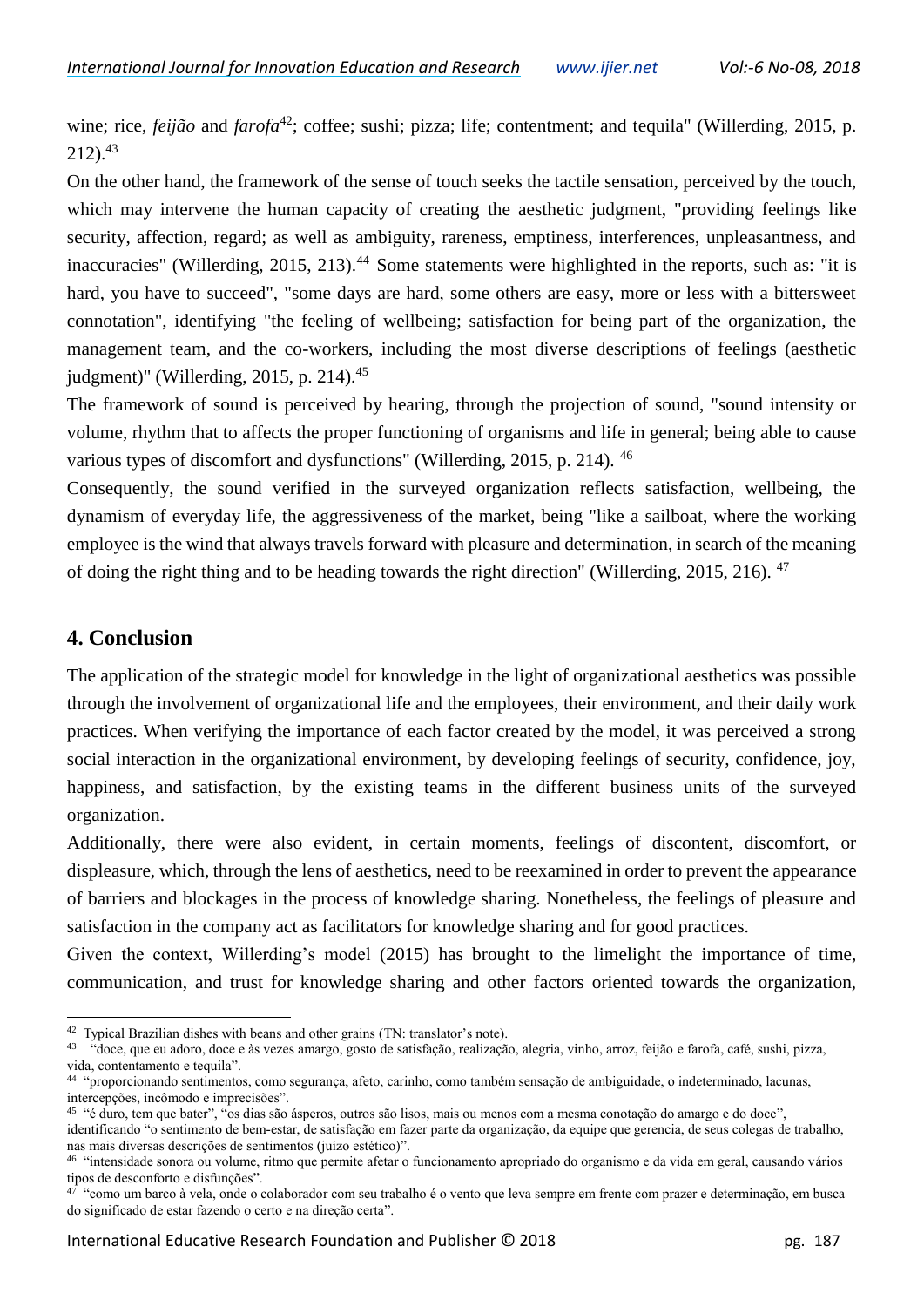wine; rice, *feijão* and *farofa*[42]; coffee; sushi; pizza; life; contentment; and tequila" (Willerding, 2015, p. 212).[43]

On the other hand, the framework of the sense of touch seeks the tactile sensation, perceived by the touch, which may intervene the human capacity of creating the aesthetic judgment, "providing feelings like security, affection, regard; as well as ambiguity, rareness, emptiness, interferences, unpleasantness, and inaccuracies" (Willerding, 2015, 213).[44] Some statements were highlighted in the reports, such as: "it is hard, you have to succeed", "some days are hard, some others are easy, more or less with a bittersweet connotation", identifying "the feeling of wellbeing; satisfaction for being part of the organization, the management team, and the co-workers, including the most diverse descriptions of feelings (aesthetic judgment)" (Willerding, 2015, p. 214).[45]

The framework of sound is perceived by hearing, through the projection of sound, "sound intensity or volume, rhythm that to affects the proper functioning of organisms and life in general; being able to cause various types of discomfort and dysfunctions" (Willerding, 2015, p. 214).[46]

Consequently, the sound verified in the surveyed organization reflects satisfaction, wellbeing, the dynamism of everyday life, the aggressiveness of the market, being "like a sailboat, where the working employee is the wind that always travels forward with pleasure and determination, in search of the meaning of doing the right thing and to be heading towards the right direction" (Willerding, 2015, 216).[47]

## 4. Conclusion

The application of the strategic model for knowledge in the light of organizational aesthetics was possible through the involvement of organizational life and the employees, their environment, and their daily work practices. When verifying the importance of each factor created by the model, it was perceived a strong social interaction in the organizational environment, by developing feelings of security, confidence, joy, happiness, and satisfaction, by the existing teams in the different business units of the surveyed organization.

Additionally, there were also evident, in certain moments, feelings of discontent, discomfort, or displeasure, which, through the lens of aesthetics, need to be reexamined in order to prevent the appearance of barriers and blockages in the process of knowledge sharing. Nonetheless, the feelings of pleasure and satisfaction in the company act as facilitators for knowledge sharing and for good practices.

Given the context, Willerding's model (2015) has brought to the limelight the importance of time, communication, and trust for knowledge sharing and other factors oriented towards the organization,

---

[42] Typical Brazilian dishes with beans and other grains (TN: translator's note).

[43] "doce, que eu adoro, doce e às vezes amargo, gosto de satisfação, realização, alegria, vinho, arroz, feijão e farofa, café, sushi, pizza, vida, contentamento e tequila".

[44] "proporcionando sentimentos, como segurança, afeto, carinho, como também sensação de ambiguidade, o indeterminado, lacunas, intercepções, incômodo e imprecisões".

[45] "é duro, tem que bater", "os dias são ásperos, outros são lisos, mais ou menos com a mesma conotação do amargo e do doce", identificando "o sentimento de bem-estar, de satisfação em fazer parte da organização, da equipe que gerencia, de seus colegas de trabalho, nas mais diversas descrições de sentimentos (juízo estético)".

[46] "intensidade sonora ou volume, ritmo que permite afetar o funcionamento apropriado do organismo e da vida em geral, causando vários tipos de desconforto e disfunções".

[47] "como um barco à vela, onde o colaborador com seu trabalho é o vento que leva sempre em frente com prazer e determinação, em busca do significado de estar fazendo o certo e na direção certa".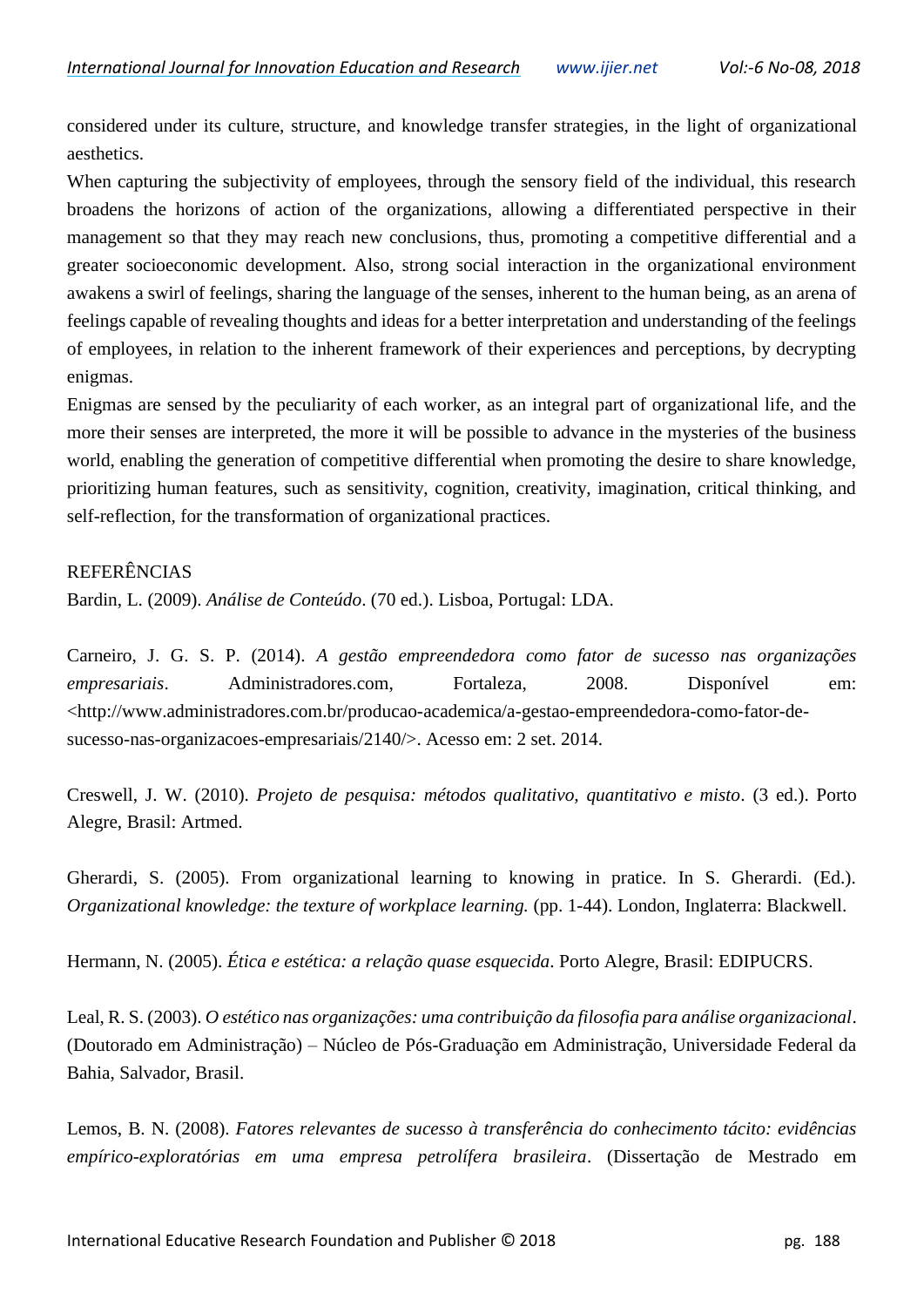considered under its culture, structure, and knowledge transfer strategies, in the light of organizational aesthetics.

When capturing the subjectivity of employees, through the sensory field of the individual, this research broadens the horizons of action of the organizations, allowing a differentiated perspective in their management so that they may reach new conclusions, thus, promoting a competitive differential and a greater socioeconomic development. Also, strong social interaction in the organizational environment awakens a swirl of feelings, sharing the language of the senses, inherent to the human being, as an arena of feelings capable of revealing thoughts and ideas for a better interpretation and understanding of the feelings of employees, in relation to the inherent framework of their experiences and perceptions, by decrypting enigmas.

Enigmas are sensed by the peculiarity of each worker, as an integral part of organizational life, and the more their senses are interpreted, the more it will be possible to advance in the mysteries of the business world, enabling the generation of competitive differential when promoting the desire to share knowledge, prioritizing human features, such as sensitivity, cognition, creativity, imagination, critical thinking, and self-reflection, for the transformation of organizational practices.

## REFERÊNCIAS

Bardin, L. (2009). *Análise de Conteúdo*. (70 ed.). Lisboa, Portugal: LDA.

Carneiro, J. G. S. P. (2014). *A gestão empreendedora como fator de sucesso nas organizações empresariais*. Administradores.com, Fortaleza, 2008. Disponível em: <http://www.administradores.com.br/producao-academica/a-gestao-empreendedora-como-fator-de-sucesso-nas-organizacoes-empresariais/2140/>. Acesso em: 2 set. 2014.

Creswell, J. W. (2010). *Projeto de pesquisa: métodos qualitativo, quantitativo e misto*. (3 ed.). Porto Alegre, Brasil: Artmed.

Gherardi, S. (2005). From organizational learning to knowing in pratice. In S. Gherardi. (Ed.). *Organizational knowledge: the texture of workplace learning.* (pp. 1-44). London, Inglaterra: Blackwell.

Hermann, N. (2005). *Ética e estética: a relação quase esquecida*. Porto Alegre, Brasil: EDIPUCRS.

Leal, R. S. (2003). *O estético nas organizações: uma contribuição da filosofia para análise organizacional*. (Doutorado em Administração) – Núcleo de Pós-Graduação em Administração, Universidade Federal da Bahia, Salvador, Brasil.

Lemos, B. N. (2008). *Fatores relevantes de sucesso à transferência do conhecimento tácito: evidências empírico-exploratórias em uma empresa petrolífera brasileira*. (Dissertação de Mestrado em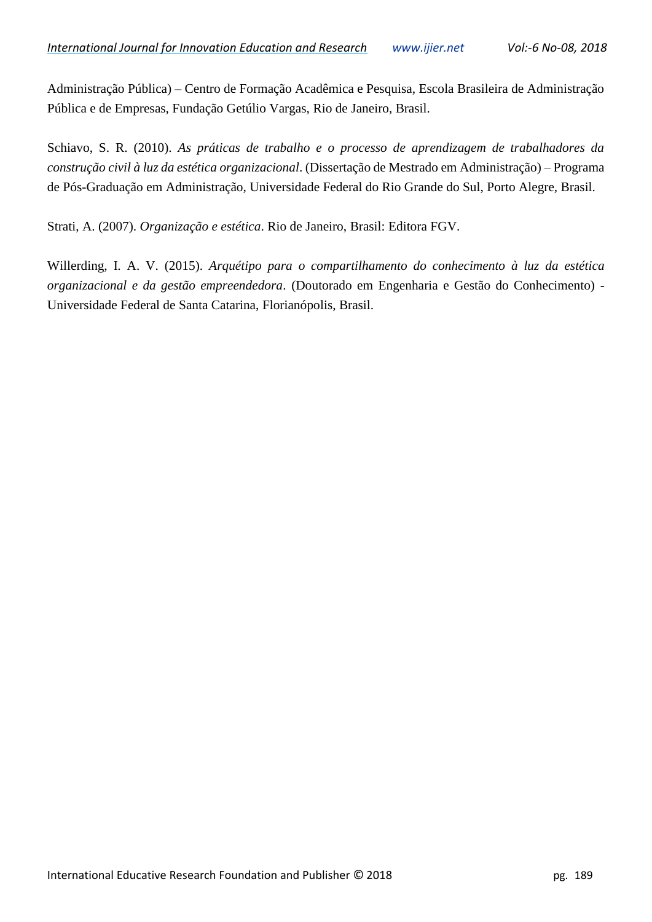Administração Pública) – Centro de Formação Acadêmica e Pesquisa, Escola Brasileira de Administração Pública e de Empresas, Fundação Getúlio Vargas, Rio de Janeiro, Brasil.

Schiavo, S. R. (2010). *As práticas de trabalho e o processo de aprendizagem de trabalhadores da construção civil à luz da estética organizacional*. (Dissertação de Mestrado em Administração) – Programa de Pós-Graduação em Administração, Universidade Federal do Rio Grande do Sul, Porto Alegre, Brasil.

Strati, A. (2007). *Organização e estética*. Rio de Janeiro, Brasil: Editora FGV.

Willerding, I. A. V. (2015). *Arquétipo para o compartilhamento do conhecimento à luz da estética organizacional e da gestão empreendedora*. (Doutorado em Engenharia e Gestão do Conhecimento) - Universidade Federal de Santa Catarina, Florianópolis, Brasil.